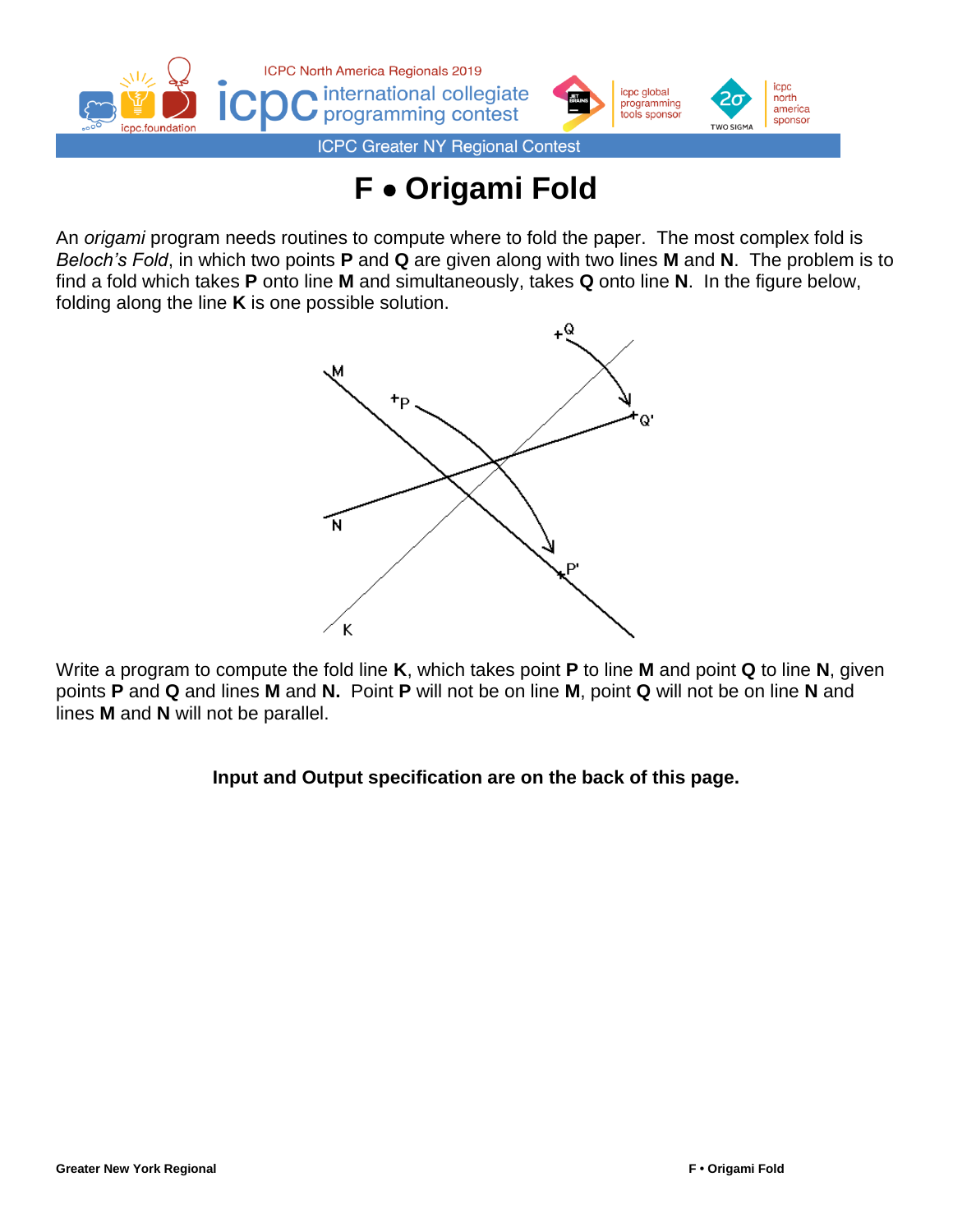# F • Origami Fold

An *origami* program needs routines to compute where to fold the paper. The most complex fold is *Beloch's Fold*, in which two points **P** and **Q** are given along with two lines **M** and **N**. The problem is to find a fold which takes **P** onto line **M** and simultaneously, takes **Q** onto line **N**. In the figure below, folding along the line **K** is one possible solution.

Write a program to compute the fold line **K**, which takes point **P** to line **M** and point **Q** to line **N**, given points **P** and **Q** and lines **M** and **N.** Point **P** will not be on line **M**, point **Q** will not be on line **N** and lines **M** and **N** will not be parallel.

**Input and Output specification are on the back of this page.**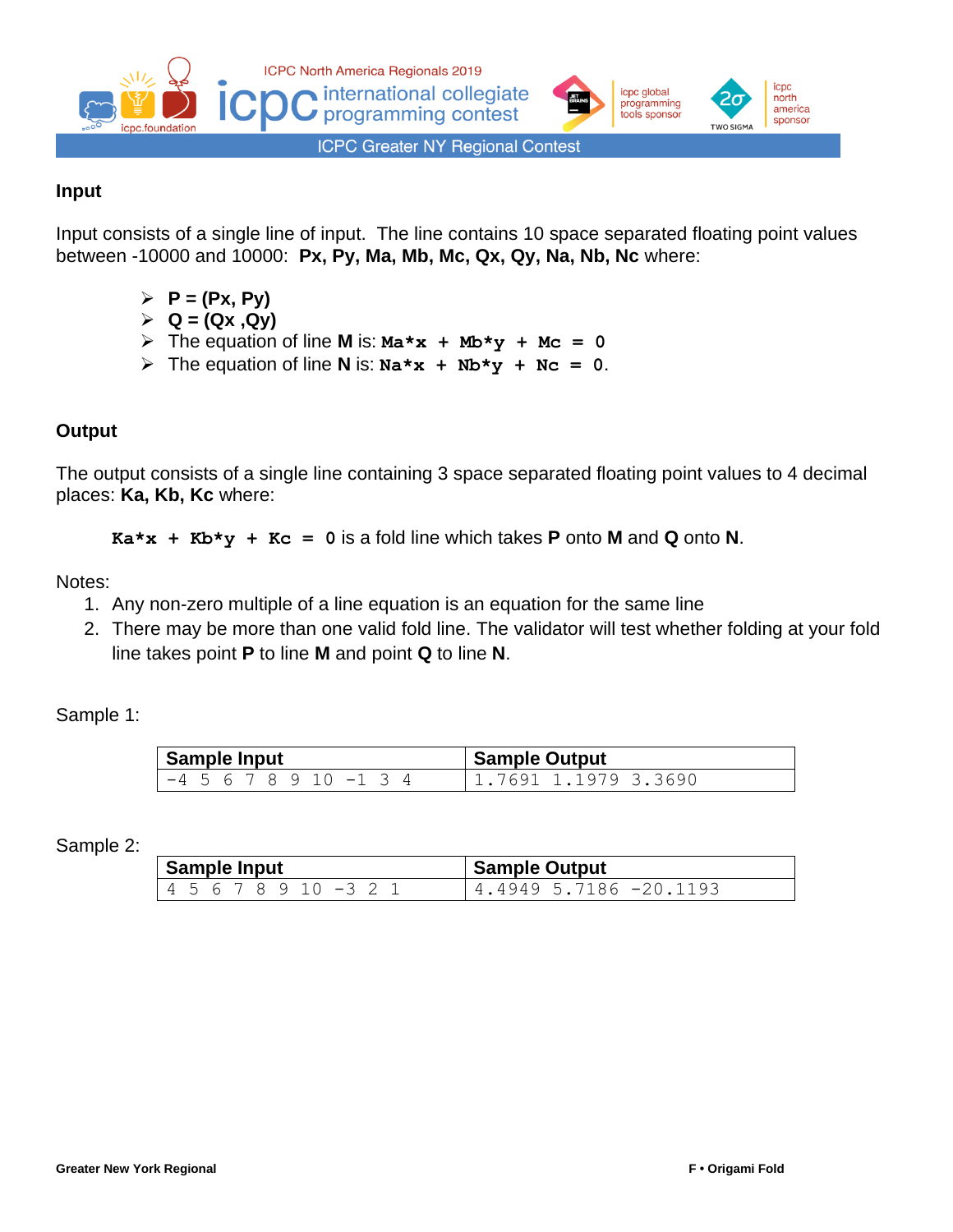## Input

Input consists of a single line of input. The line contains 10 space separated floating point values between -10000 and 10000: **Px, Py, Ma, Mb, Mc, Qx, Qy, Na, Nb, Nc** where:

- **P = (Px, Py)**
- **Q = (Qx ,Qy)**
- The equation of line **M** is: **`Ma*x + Mb*y + Mc = 0`**
- The equation of line **N** is: **`Na*x + Nb*y + Nc = 0`**.

## Output

The output consists of a single line containing 3 space separated floating point values to 4 decimal places: **Ka, Kb, Kc** where:

**`Ka*x + Kb*y + Kc = 0`** is a fold line which takes **P** onto **M** and **Q** onto **N**.

Notes:

1. Any non-zero multiple of a line equation is an equation for the same line
2. There may be more than one valid fold line. The validator will test whether folding at your fold line takes point **P** to line **M** and point **Q** to line **N**.

Sample 1:

| Sample Input | Sample Output |
|---|---|
| `-4 5 6 7 8 9 10 -1 3 4` | `1.7691 1.1979 3.3690` |

Sample 2:

| Sample Input | Sample Output |
|---|---|
| `4 5 6 7 8 9 10 -3 2 1` | `4.4949 5.7186 -20.1193` |